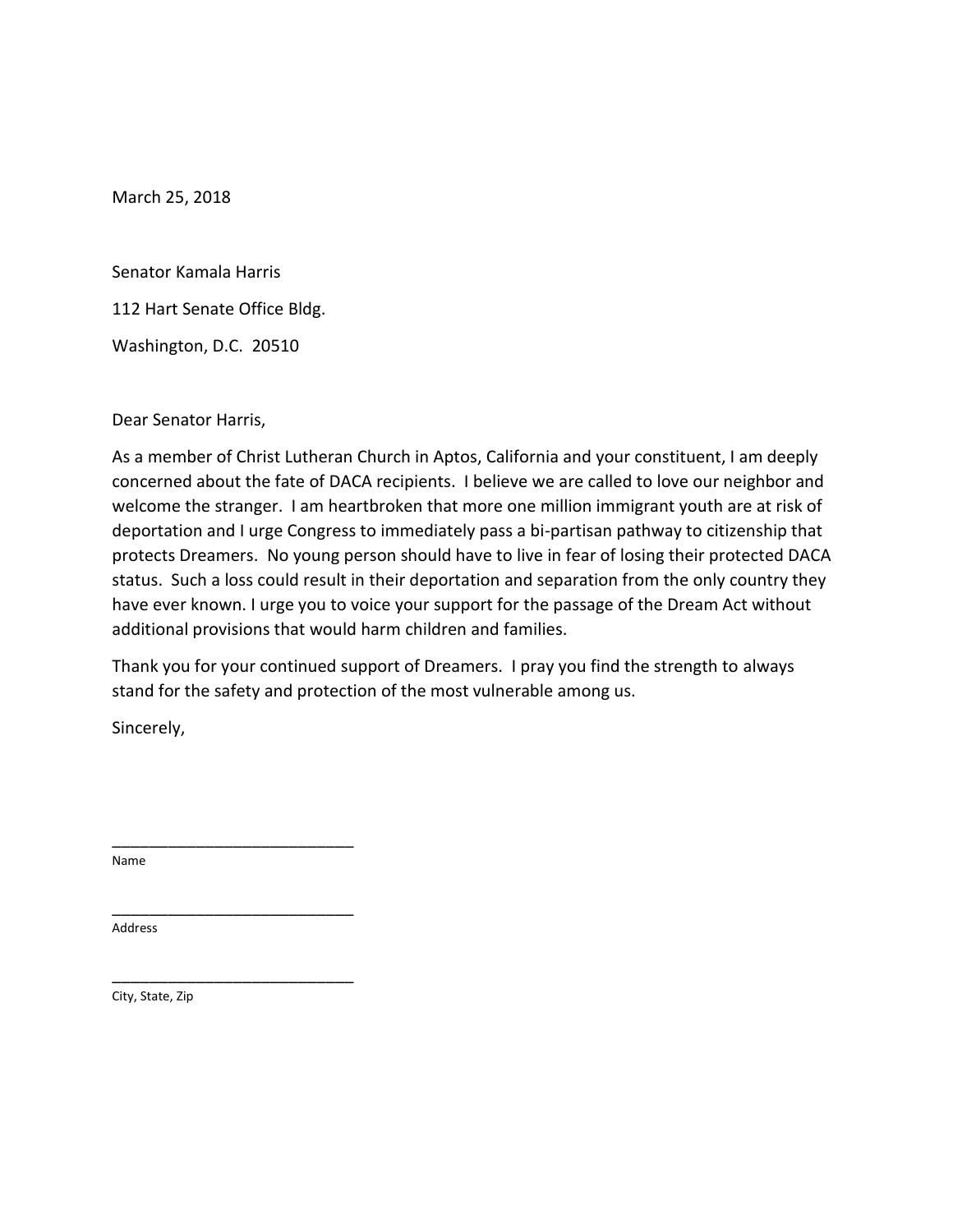March 25, 2018

Senator Kamala Harris

112 Hart Senate Office Bldg.

Washington, D.C. 20510

Dear Senator Harris,

As a member of Christ Lutheran Church in Aptos, California and your constituent, I am deeply concerned about the fate of DACA recipients. I believe we are called to love our neighbor and welcome the stranger. I am heartbroken that more one million immigrant youth are at risk of deportation and I urge Congress to immediately pass a bi-partisan pathway to citizenship that protects Dreamers. No young person should have to live in fear of losing their protected DACA status. Such a loss could result in their deportation and separation from the only country they have ever known. I urge you to voice your support for the passage of the Dream Act without additional provisions that would harm children and families.

Thank you for your continued support of Dreamers. I pray you find the strength to always stand for the safety and protection of the most vulnerable among us.

Sincerely,

\_\_\_\_\_\_\_\_\_\_\_\_\_\_\_\_\_\_\_\_\_\_\_\_\_\_\_\_\_

Name

\_\_\_\_\_\_\_\_\_\_\_\_\_\_\_\_\_\_\_\_\_\_\_\_\_\_\_\_\_

Address

\_\_\_\_\_\_\_\_\_\_\_\_\_\_\_\_\_\_\_\_\_\_\_\_\_\_\_\_\_

City, State, Zip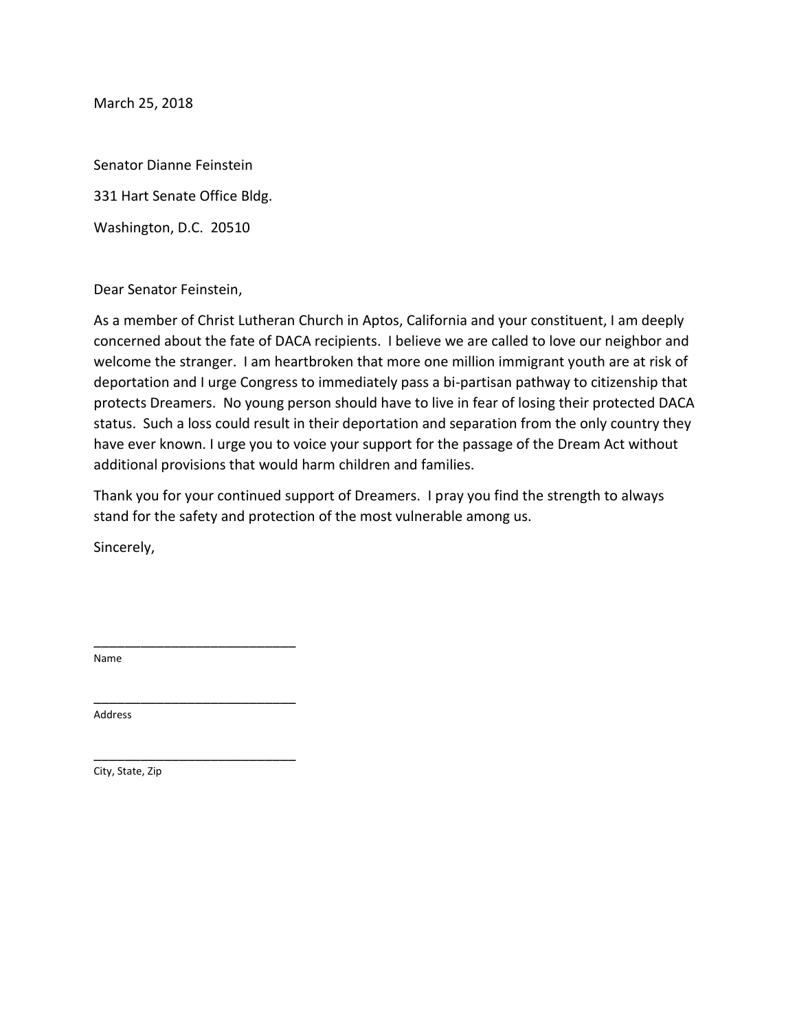March 25, 2018

Senator Dianne Feinstein

331 Hart Senate Office Bldg.

Washington, D.C. 20510

Dear Senator Feinstein,

As a member of Christ Lutheran Church in Aptos, California and your constituent, I am deeply concerned about the fate of DACA recipients. I believe we are called to love our neighbor and welcome the stranger. I am heartbroken that more one million immigrant youth are at risk of deportation and I urge Congress to immediately pass a bi-partisan pathway to citizenship that protects Dreamers. No young person should have to live in fear of losing their protected DACA status. Such a loss could result in their deportation and separation from the only country they have ever known. I urge you to voice your support for the passage of the Dream Act without additional provisions that would harm children and families.

Thank you for your continued support of Dreamers. I pray you find the strength to always stand for the safety and protection of the most vulnerable among us.

Sincerely,

\_\_\_\_\_\_\_\_\_\_\_\_\_\_\_\_\_\_\_\_\_\_\_\_\_\_\_\_

Name

\_\_\_\_\_\_\_\_\_\_\_\_\_\_\_\_\_\_\_\_\_\_\_\_\_\_\_\_

Address

\_\_\_\_\_\_\_\_\_\_\_\_\_\_\_\_\_\_\_\_\_\_\_\_\_\_\_\_

City, State, Zip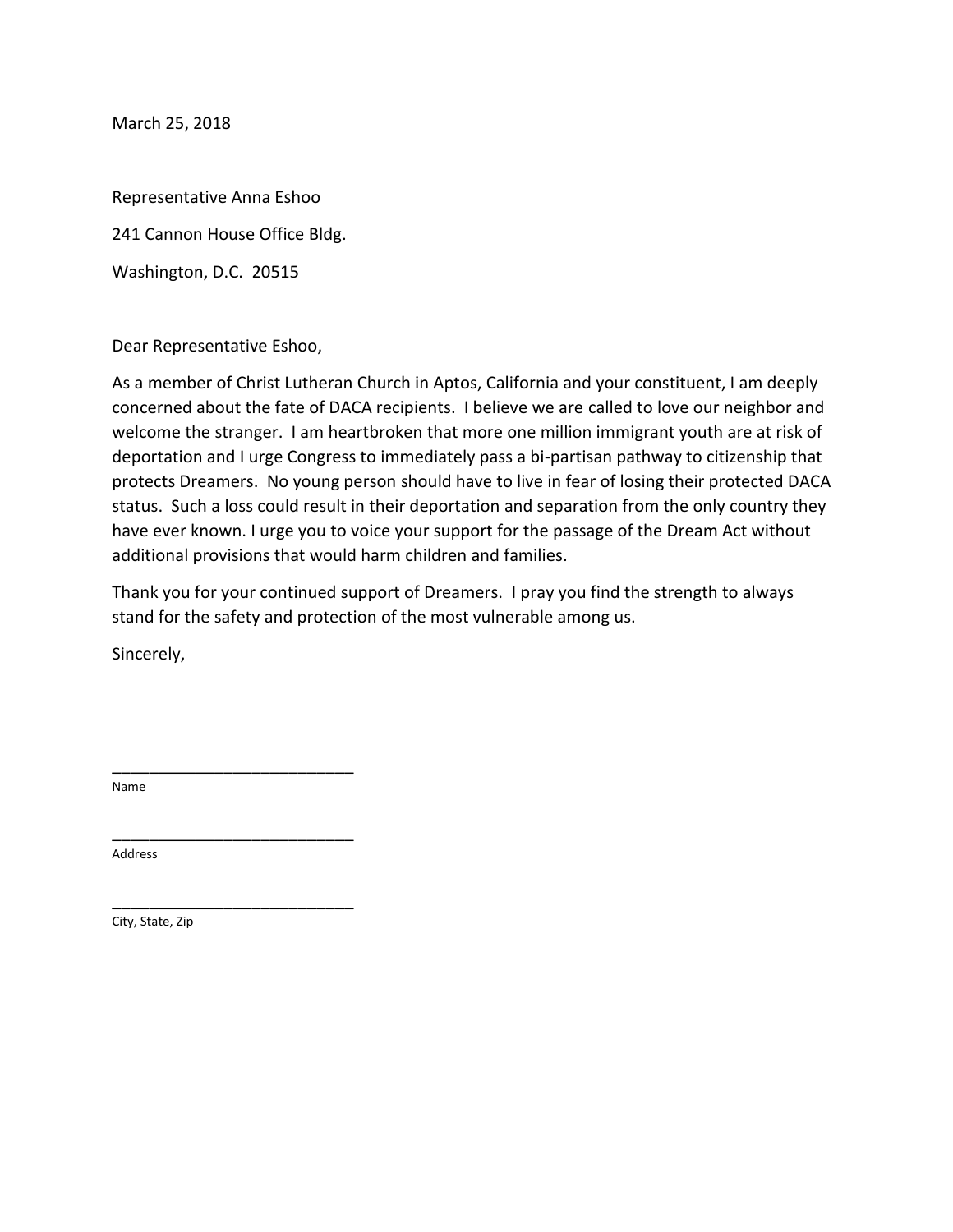March 25, 2018

Representative Anna Eshoo

241 Cannon House Office Bldg.

Washington, D.C. 20515

Dear Representative Eshoo,

As a member of Christ Lutheran Church in Aptos, California and your constituent, I am deeply concerned about the fate of DACA recipients. I believe we are called to love our neighbor and welcome the stranger. I am heartbroken that more one million immigrant youth are at risk of deportation and I urge Congress to immediately pass a bi-partisan pathway to citizenship that protects Dreamers. No young person should have to live in fear of losing their protected DACA status. Such a loss could result in their deportation and separation from the only country they have ever known. I urge you to voice your support for the passage of the Dream Act without additional provisions that would harm children and families.

Thank you for your continued support of Dreamers. I pray you find the strength to always stand for the safety and protection of the most vulnerable among us.

Sincerely,

_____________________________
Name

_____________________________
Address

_____________________________
City, State, Zip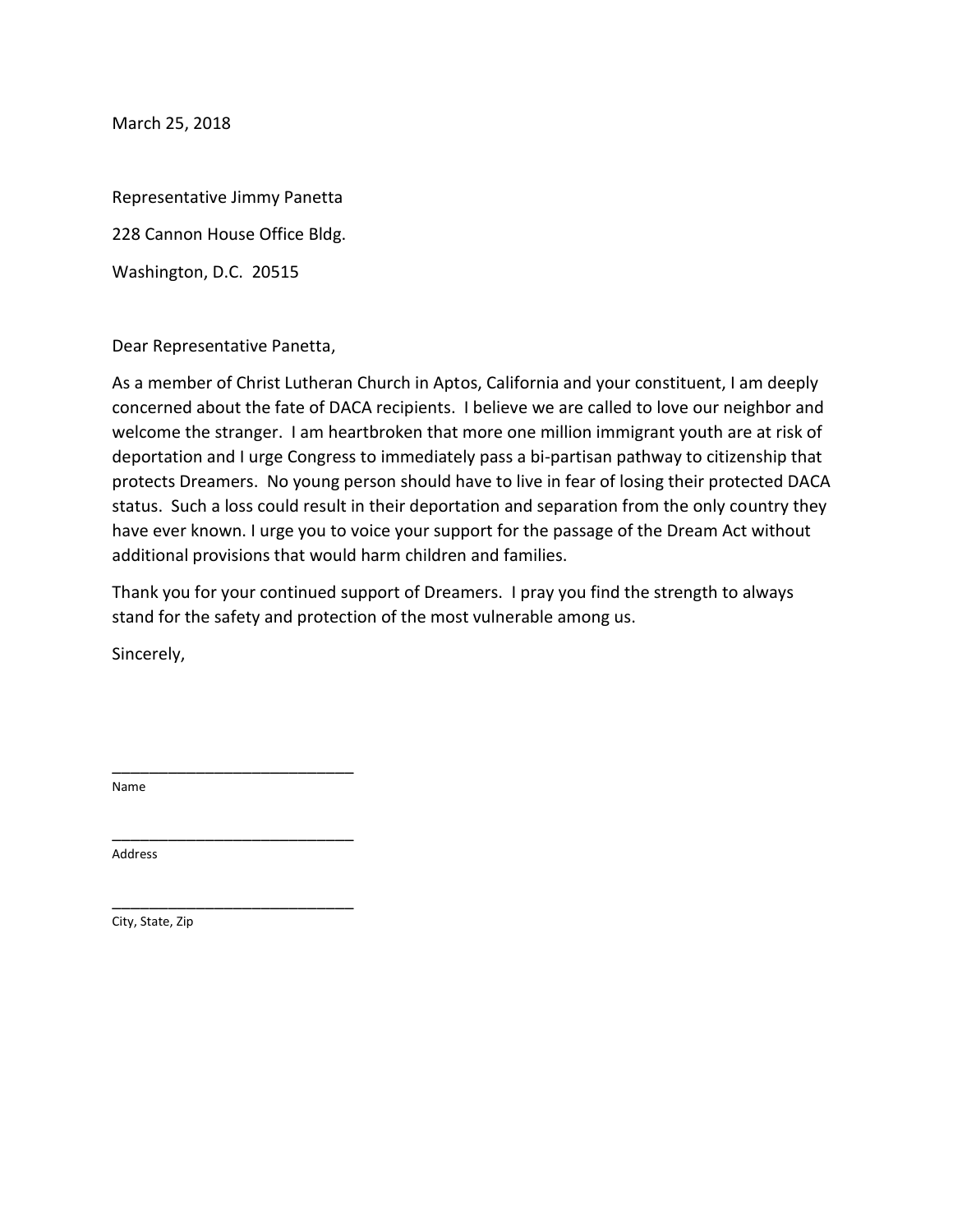March 25, 2018

Representative Jimmy Panetta

228 Cannon House Office Bldg.

Washington, D.C. 20515

Dear Representative Panetta,

As a member of Christ Lutheran Church in Aptos, California and your constituent, I am deeply concerned about the fate of DACA recipients. I believe we are called to love our neighbor and welcome the stranger. I am heartbroken that more one million immigrant youth are at risk of deportation and I urge Congress to immediately pass a bi-partisan pathway to citizenship that protects Dreamers. No young person should have to live in fear of losing their protected DACA status. Such a loss could result in their deportation and separation from the only country they have ever known. I urge you to voice your support for the passage of the Dream Act without additional provisions that would harm children and families.

Thank you for your continued support of Dreamers. I pray you find the strength to always stand for the safety and protection of the most vulnerable among us.

Sincerely,

\_\_\_\_\_\_\_\_\_\_\_\_\_\_\_\_\_\_\_\_\_\_\_\_\_\_\_\_

Name

\_\_\_\_\_\_\_\_\_\_\_\_\_\_\_\_\_\_\_\_\_\_\_\_\_\_\_\_

Address

\_\_\_\_\_\_\_\_\_\_\_\_\_\_\_\_\_\_\_\_\_\_\_\_\_\_\_\_

City, State, Zip